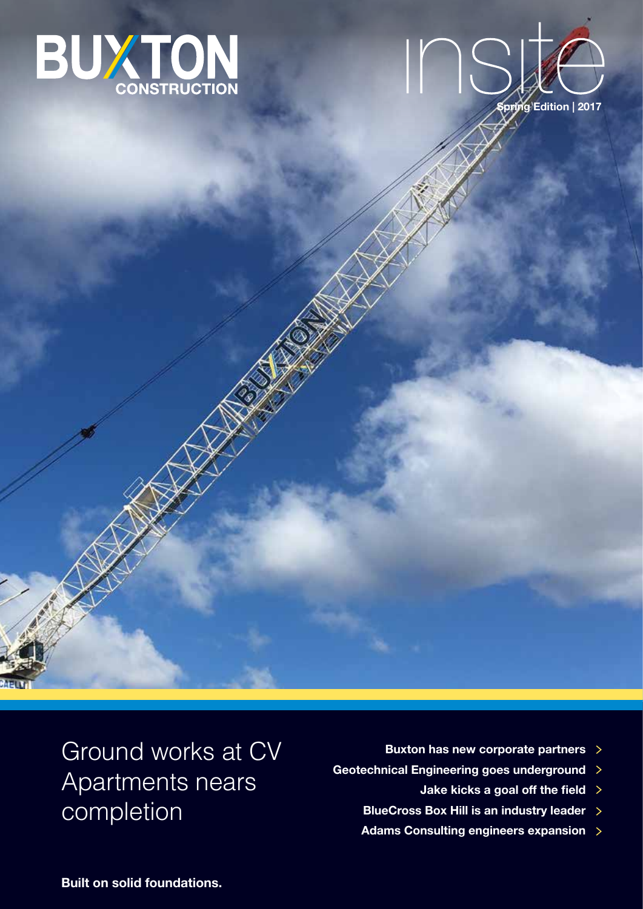# BUXTON CONSTRUCTION

# insite

**Spring Edition | 2017**

## Ground works at CV Apartments nears completion

- **Buxton has new corporate partners**
- **Geotechnical Engineering goes underground**
- **Jake kicks a goal off the field**
- **BlueCross Box Hill is an industry leader**
- **Adams Consulting engineers expansion**

**Built on solid foundations.**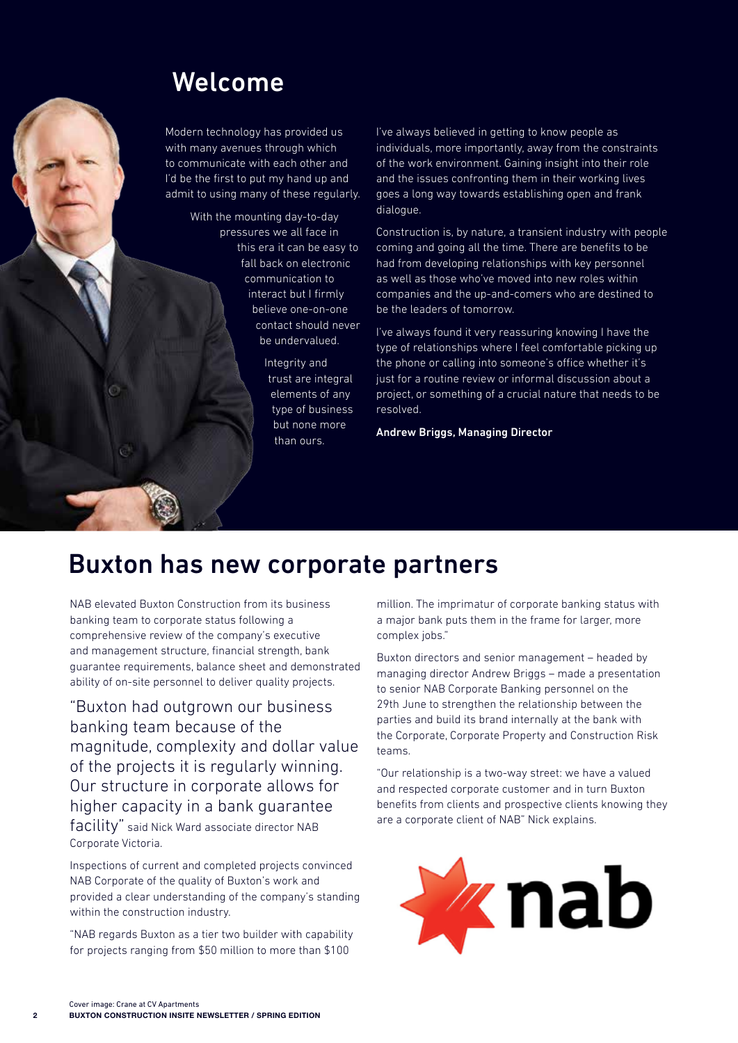# Welcome

Modern technology has provided us with many avenues through which to communicate with each other and I'd be the first to put my hand up and admit to using many of these regularly.

With the mounting day-to-day pressures we all face in this era it can be easy to fall back on electronic communication to interact but I firmly believe one-on-one contact should never be undervalued.

Integrity and trust are integral elements of any type of business but none more than ours.

I've always believed in getting to know people as individuals, more importantly, away from the constraints of the work environment. Gaining insight into their role and the issues confronting them in their working lives goes a long way towards establishing open and frank dialogue.

Construction is, by nature, a transient industry with people coming and going all the time. There are benefits to be had from developing relationships with key personnel as well as those who've moved into new roles within companies and the up-and-comers who are destined to be the leaders of tomorrow.

I've always found it very reassuring knowing I have the type of relationships where I feel comfortable picking up the phone or calling into someone's office whether it's just for a routine review or informal discussion about a project, or something of a crucial nature that needs to be resolved.

**Andrew Briggs, Managing Director**

# Buxton has new corporate partners

NAB elevated Buxton Construction from its business banking team to corporate status following a comprehensive review of the company's executive and management structure, financial strength, bank guarantee requirements, balance sheet and demonstrated ability of on-site personnel to deliver quality projects.

"Buxton had outgrown our business banking team because of the magnitude, complexity and dollar value of the projects it is regularly winning. Our structure in corporate allows for higher capacity in a bank guarantee facility" said Nick Ward associate director NAB Corporate Victoria.

Inspections of current and completed projects convinced NAB Corporate of the quality of Buxton's work and provided a clear understanding of the company's standing within the construction industry.

"NAB regards Buxton as a tier two builder with capability for projects ranging from $50 million to more than $100 million. The imprimatur of corporate banking status with a major bank puts them in the frame for larger, more complex jobs."

Buxton directors and senior management – headed by managing director Andrew Briggs – made a presentation to senior NAB Corporate Banking personnel on the 29th June to strengthen the relationship between the parties and build its brand internally at the bank with the Corporate, Corporate Property and Construction Risk teams.

"Our relationship is a two-way street: we have a valued and respected corporate customer and in turn Buxton benefits from clients and prospective clients knowing they are a corporate client of NAB" Nick explains.

nab

Cover image: Crane at CV Apartments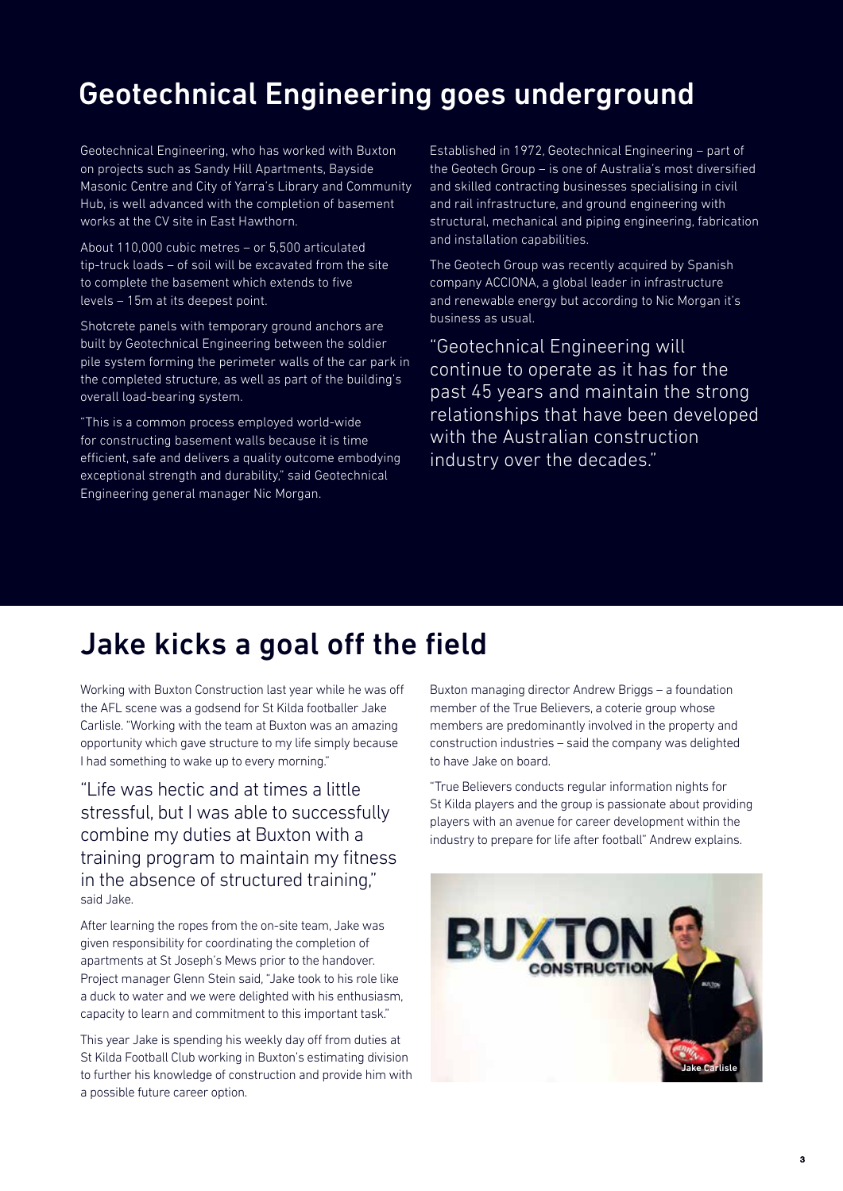## Geotechnical Engineering goes underground

Geotechnical Engineering, who has worked with Buxton on projects such as Sandy Hill Apartments, Bayside Masonic Centre and City of Yarra's Library and Community Hub, is well advanced with the completion of basement works at the CV site in East Hawthorn.

About 110,000 cubic metres – or 5,500 articulated tip-truck loads – of soil will be excavated from the site to complete the basement which extends to five levels – 15m at its deepest point.

Shotcrete panels with temporary ground anchors are built by Geotechnical Engineering between the soldier pile system forming the perimeter walls of the car park in the completed structure, as well as part of the building's overall load-bearing system.

"This is a common process employed world-wide for constructing basement walls because it is time efficient, safe and delivers a quality outcome embodying exceptional strength and durability," said Geotechnical Engineering general manager Nic Morgan.

Established in 1972, Geotechnical Engineering – part of the Geotech Group – is one of Australia's most diversified and skilled contracting businesses specialising in civil and rail infrastructure, and ground engineering with structural, mechanical and piping engineering, fabrication and installation capabilities.

The Geotech Group was recently acquired by Spanish company ACCIONA, a global leader in infrastructure and renewable energy but according to Nic Morgan it's business as usual.

"Geotechnical Engineering will continue to operate as it has for the past 45 years and maintain the strong relationships that have been developed with the Australian construction industry over the decades."

## Jake kicks a goal off the field

Working with Buxton Construction last year while he was off the AFL scene was a godsend for St Kilda footballer Jake Carlisle. "Working with the team at Buxton was an amazing opportunity which gave structure to my life simply because I had something to wake up to every morning."

"Life was hectic and at times a little stressful, but I was able to successfully combine my duties at Buxton with a training program to maintain my fitness in the absence of structured training," said Jake.

After learning the ropes from the on-site team, Jake was given responsibility for coordinating the completion of apartments at St Joseph's Mews prior to the handover. Project manager Glenn Stein said, "Jake took to his role like a duck to water and we were delighted with his enthusiasm, capacity to learn and commitment to this important task."

This year Jake is spending his weekly day off from duties at St Kilda Football Club working in Buxton's estimating division to further his knowledge of construction and provide him with a possible future career option.

Buxton managing director Andrew Briggs – a foundation member of the True Believers, a coterie group whose members are predominantly involved in the property and construction industries – said the company was delighted to have Jake on board.

"True Believers conducts regular information nights for St Kilda players and the group is passionate about providing players with an avenue for career development within the industry to prepare for life after football" Andrew explains.

Jake Carlisle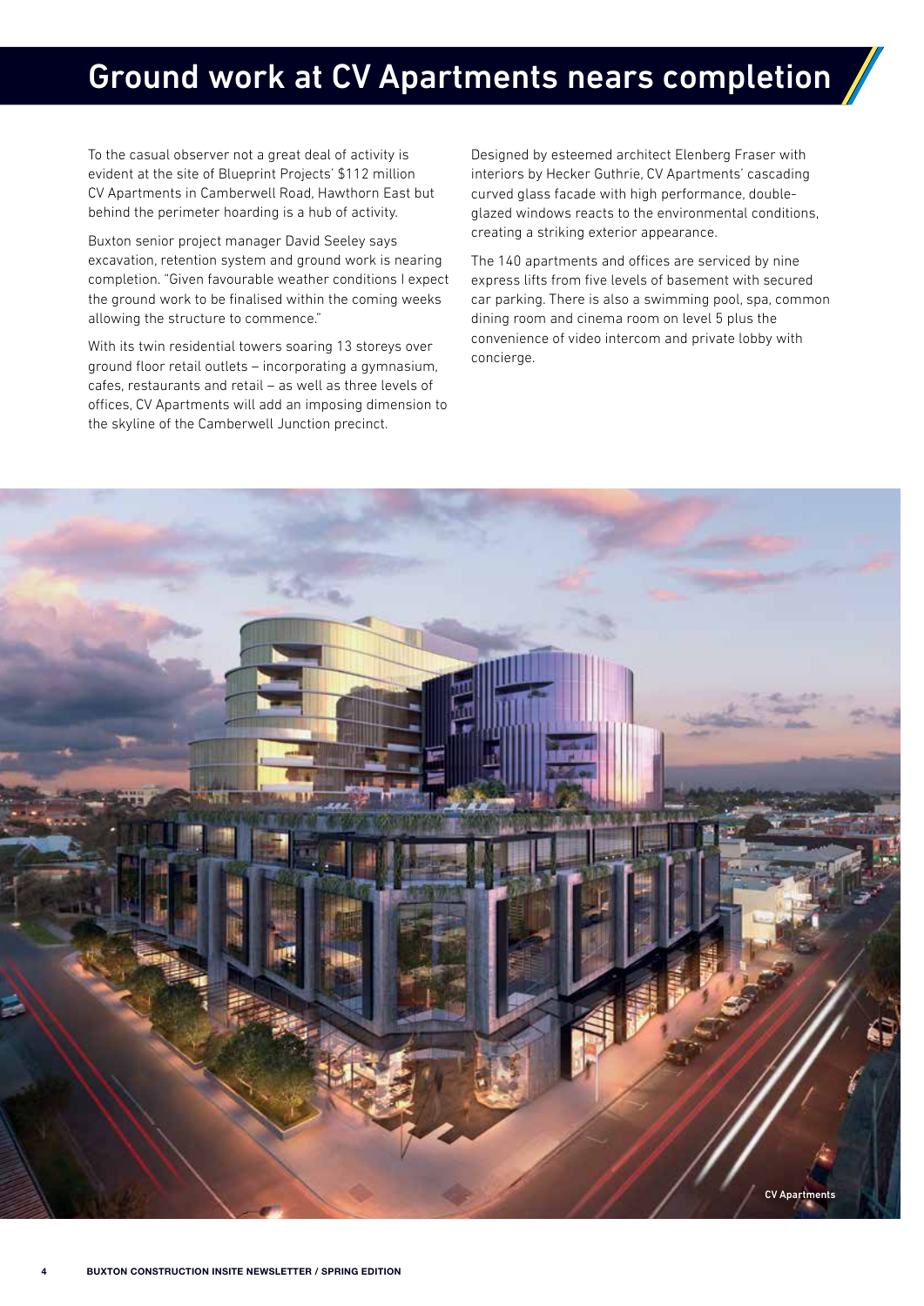# Ground work at CV Apartments nears completion

To the casual observer not a great deal of activity is evident at the site of Blueprint Projects' $112 million CV Apartments in Camberwell Road, Hawthorn East but behind the perimeter hoarding is a hub of activity.

Buxton senior project manager David Seeley says excavation, retention system and ground work is nearing completion. "Given favourable weather conditions I expect the ground work to be finalised within the coming weeks allowing the structure to commence."

With its twin residential towers soaring 13 storeys over ground floor retail outlets – incorporating a gymnasium, cafes, restaurants and retail – as well as three levels of offices, CV Apartments will add an imposing dimension to the skyline of the Camberwell Junction precinct.

Designed by esteemed architect Elenberg Fraser with interiors by Hecker Guthrie, CV Apartments' cascading curved glass facade with high performance, double-glazed windows reacts to the environmental conditions, creating a striking exterior appearance.

The 140 apartments and offices are serviced by nine express lifts from five levels of basement with secured car parking. There is also a swimming pool, spa, common dining room and cinema room on level 5 plus the convenience of video intercom and private lobby with concierge.

CV Apartments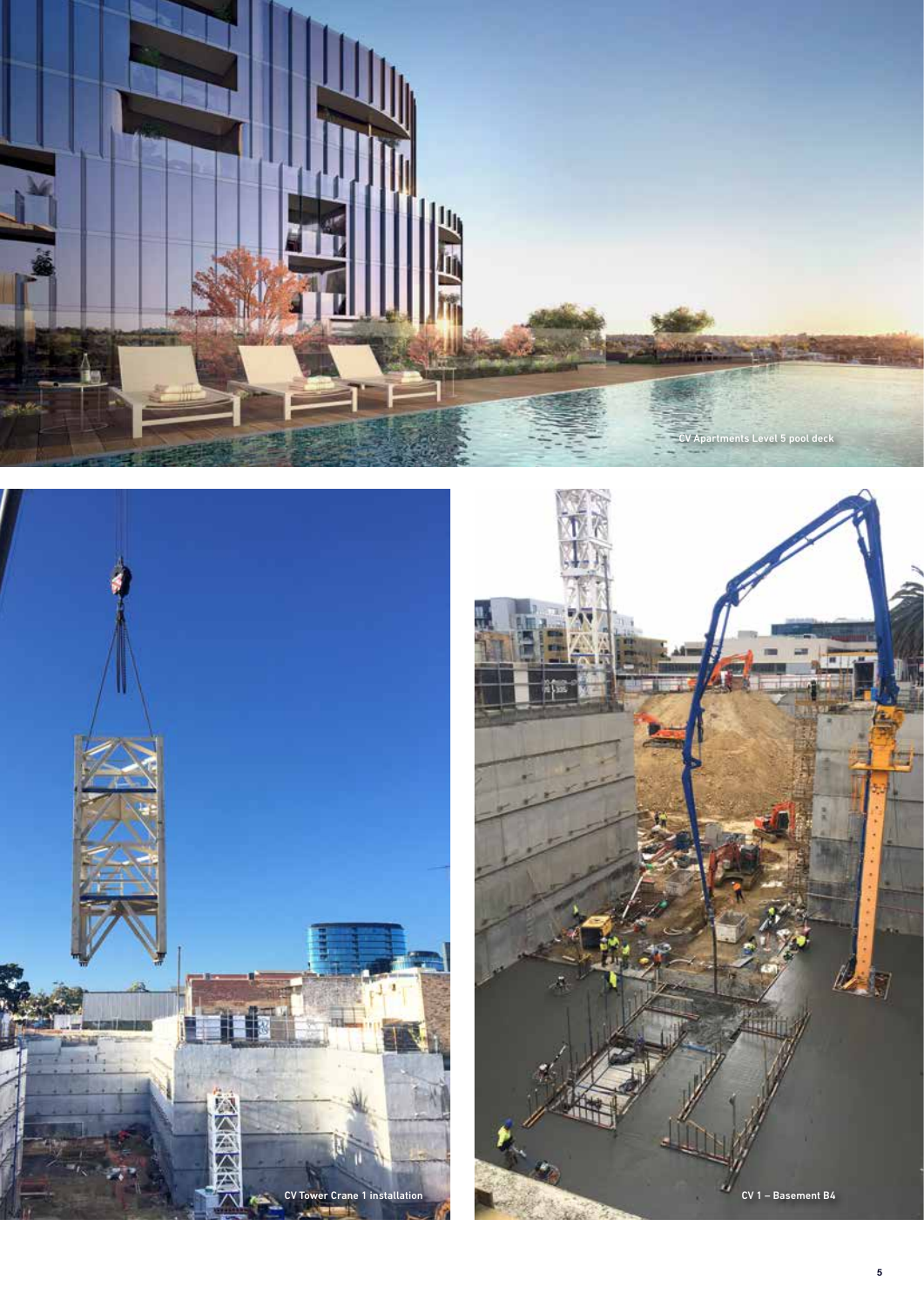CV Apartments Level 5 pool deck

CV Tower Crane 1 installation

CV 1 – Basement B4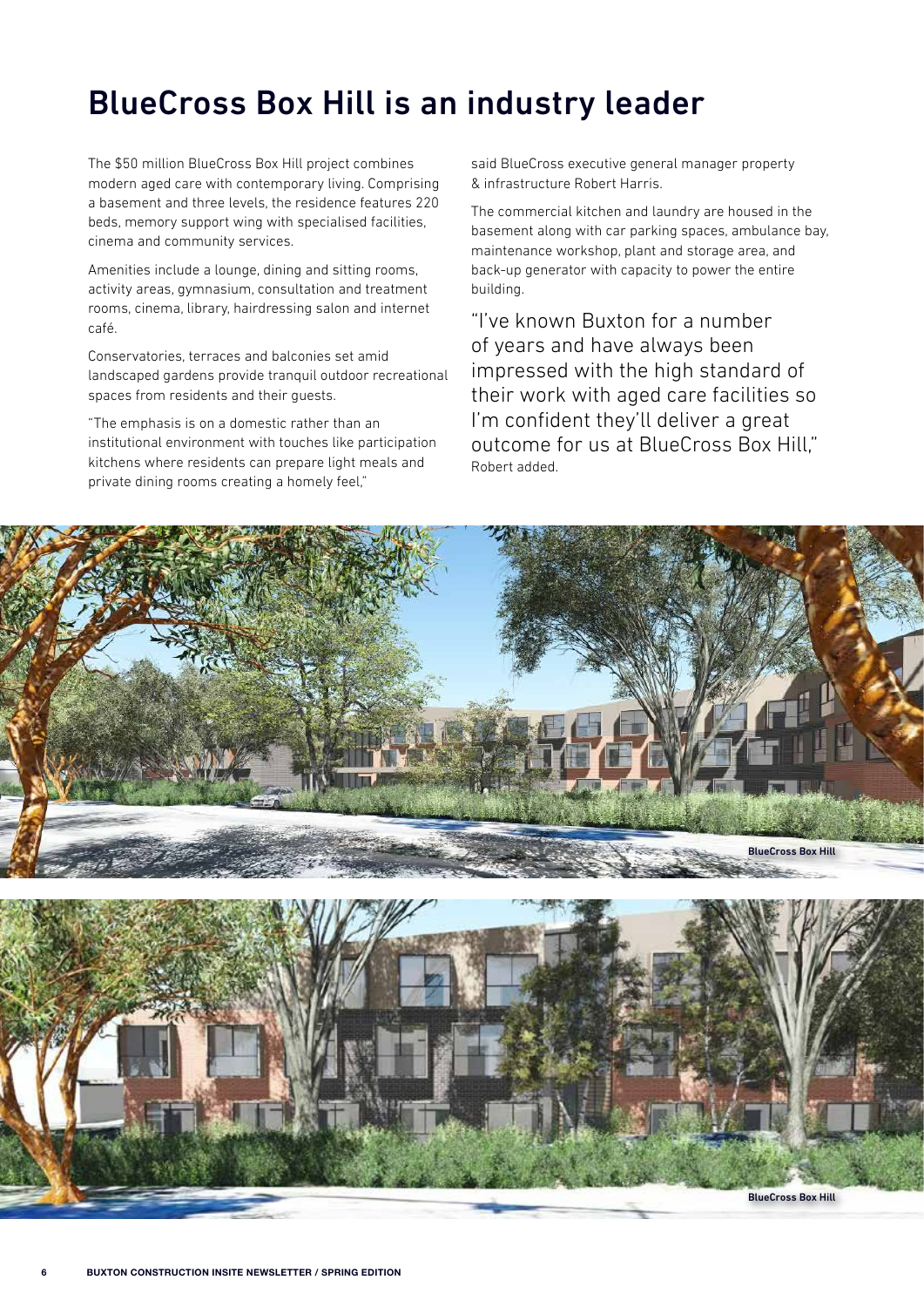# BlueCross Box Hill is an industry leader

The $50 million BlueCross Box Hill project combines modern aged care with contemporary living. Comprising a basement and three levels, the residence features 220 beds, memory support wing with specialised facilities, cinema and community services.

Amenities include a lounge, dining and sitting rooms, activity areas, gymnasium, consultation and treatment rooms, cinema, library, hairdressing salon and internet café.

Conservatories, terraces and balconies set amid landscaped gardens provide tranquil outdoor recreational spaces from residents and their guests.

"The emphasis is on a domestic rather than an institutional environment with touches like participation kitchens where residents can prepare light meals and private dining rooms creating a homely feel," said BlueCross executive general manager property & infrastructure Robert Harris.

The commercial kitchen and laundry are housed in the basement along with car parking spaces, ambulance bay, maintenance workshop, plant and storage area, and back-up generator with capacity to power the entire building.

"I've known Buxton for a number of years and have always been impressed with the high standard of their work with aged care facilities so I'm confident they'll deliver a great outcome for us at BlueCross Box Hill," Robert added.

BlueCross Box Hill

BlueCross Box Hill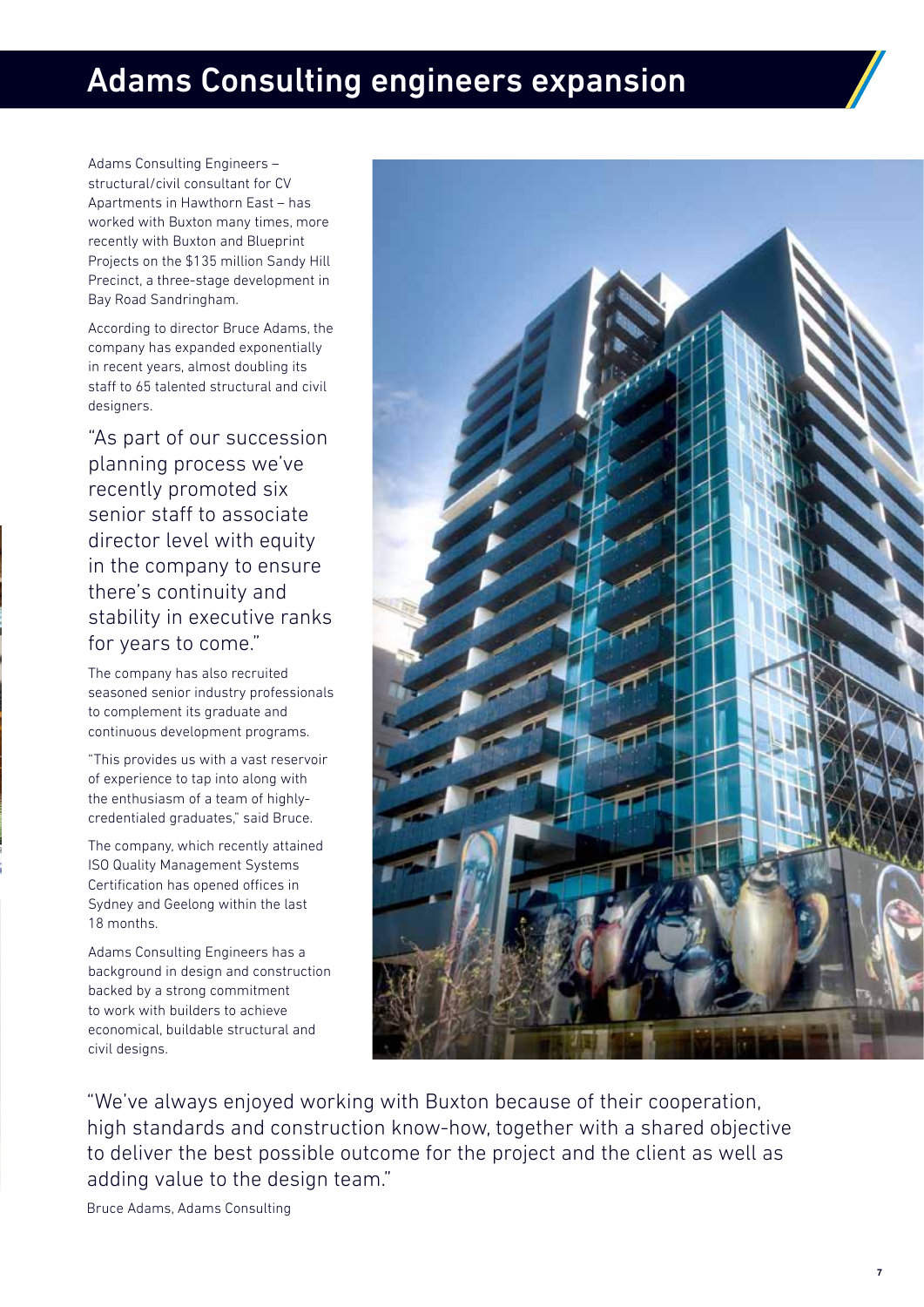# Adams Consulting engineers expansion

Adams Consulting Engineers – structural/civil consultant for CV Apartments in Hawthorn East – has worked with Buxton many times, more recently with Buxton and Blueprint Projects on the $135 million Sandy Hill Precinct, a three-stage development in Bay Road Sandringham.

According to director Bruce Adams, the company has expanded exponentially in recent years, almost doubling its staff to 65 talented structural and civil designers.

"As part of our succession planning process we've recently promoted six senior staff to associate director level with equity in the company to ensure there's continuity and stability in executive ranks for years to come."

The company has also recruited seasoned senior industry professionals to complement its graduate and continuous development programs.

"This provides us with a vast reservoir of experience to tap into along with the enthusiasm of a team of highly-credentialed graduates," said Bruce.

The company, which recently attained ISO Quality Management Systems Certification has opened offices in Sydney and Geelong within the last 18 months.

Adams Consulting Engineers has a background in design and construction backed by a strong commitment to work with builders to achieve economical, buildable structural and civil designs.

"We've always enjoyed working with Buxton because of their cooperation, high standards and construction know-how, together with a shared objective to deliver the best possible outcome for the project and the client as well as adding value to the design team."

Bruce Adams, Adams Consulting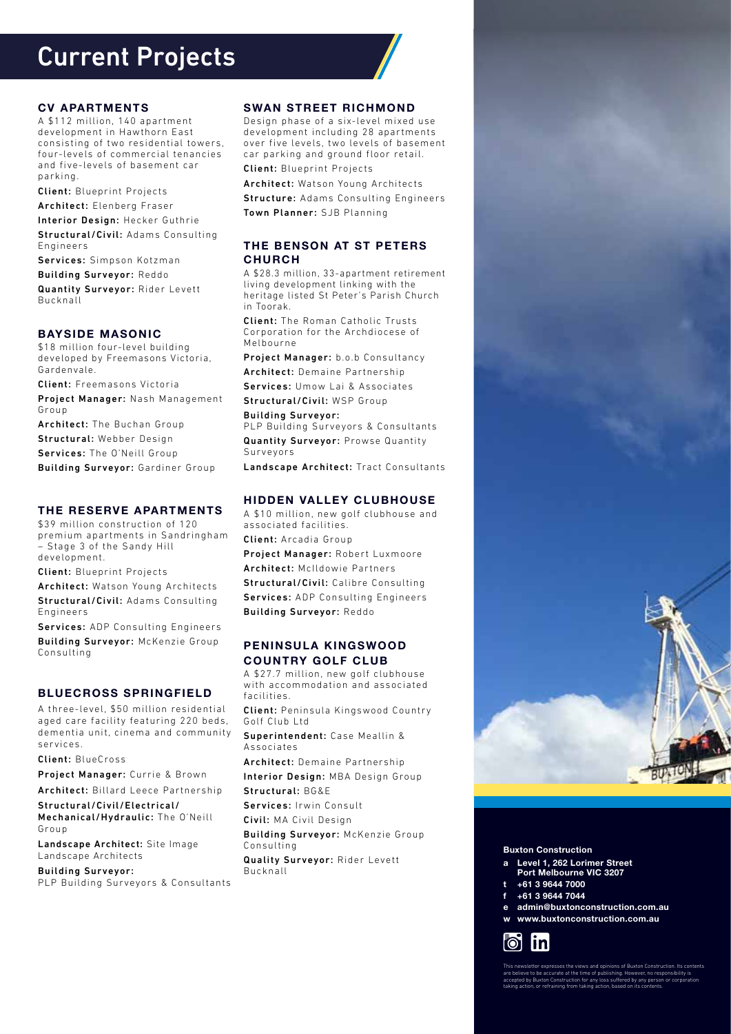# Current Projects

### CV APARTMENTS

A $112 million, 140 apartment development in Hawthorn East consisting of two residential towers, four-levels of commercial tenancies and five-levels of basement car parking.

**Client:** Blueprint Projects

**Architect:** Elenberg Fraser

**Interior Design:** Hecker Guthrie

**Structural/Civil:** Adams Consulting Engineers

**Services:** Simpson Kotzman

**Building Surveyor:** Reddo

**Quantity Surveyor:** Rider Levett Bucknall

### BAYSIDE MASONIC

$18 million four-level building developed by Freemasons Victoria, Gardenvale.

**Client:** Freemasons Victoria

**Project Manager:** Nash Management Group

**Architect:** The Buchan Group

**Structural:** Webber Design

**Services:** The O'Neill Group

**Building Surveyor:** Gardiner Group

### THE RESERVE APARTMENTS

$39 million construction of 120 premium apartments in Sandringham – Stage 3 of the Sandy Hill development.

**Client:** Blueprint Projects

**Architect:** Watson Young Architects

**Structural/Civil:** Adams Consulting Engineers

**Services:** ADP Consulting Engineers

**Building Surveyor:** McKenzie Group Consulting

### BLUECROSS SPRINGFIELD

A three-level, $50 million residential aged care facility featuring 220 beds, dementia unit, cinema and community services.

**Client:** BlueCross

**Project Manager:** Currie & Brown

**Architect:** Billard Leece Partnership

**Structural/Civil/Electrical/ Mechanical/Hydraulic:** The O'Neill Group

**Landscape Architect:** Site Image Landscape Architects

**Building Surveyor:** PLP Building Surveyors & Consultants

### SWAN STREET RICHMOND

Design phase of a six-level mixed use development including 28 apartments over five levels, two levels of basement car parking and ground floor retail.

**Client:** Blueprint Projects

**Architect:** Watson Young Architects

**Structure:** Adams Consulting Engineers

**Town Planner:** SJB Planning

### THE BENSON AT ST PETERS CHURCH

A $28.3 million, 33-apartment retirement living development linking with the heritage listed St Peter's Parish Church in Toorak.

**Client:** The Roman Catholic Trusts Corporation for the Archdiocese of Melbourne

**Project Manager:** b.o.b Consultancy

**Architect:** Demaine Partnership

**Services:** Umow Lai & Associates

**Structural/Civil:** WSP Group

**Building Surveyor:** PLP Building Surveyors & Consultants

**Quantity Surveyor:** Prowse Quantity Surveyors

**Landscape Architect:** Tract Consultants

### HIDDEN VALLEY CLUBHOUSE

A $10 million, new golf clubhouse and associated facilities.

**Client:** Arcadia Group

**Project Manager:** Robert Luxmoore

**Architect:** McIldowie Partners

**Structural/Civil:** Calibre Consulting

**Services:** ADP Consulting Engineers

**Building Surveyor:** Reddo

### PENINSULA KINGSWOOD COUNTRY GOLF CLUB

A $27.7 million, new golf clubhouse with accommodation and associated facilities.

**Client:** Peninsula Kingswood Country Golf Club Ltd

**Superintendent:** Case Meallin & Associates

**Architect:** Demaine Partnership

**Interior Design:** MBA Design Group

**Structural:** BG&E

**Services:** Irwin Consult

**Civil:** MA Civil Design

**Building Surveyor:** McKenzie Group Consulting

**Quality Surveyor:** Rider Levett Bucknall

**Buxton Construction**

- **a** Level 1, 262 Lorimer Street Port Melbourne VIC 3207
- **t** +61 3 9644 7000
- **f** +61 3 9644 7044
- **e** admin@buxtonconstruction.com.au
- **w** www.buxtonconstruction.com.au

This newsletter expresses the views and opinions of Buxton Construction. Its contents are believe to be accurate at the time of publishing. However, no responsibility is accepted by Buxton Construction for any loss suffered by any person or corporation taking action, or refraining from taking action, based on its contents.